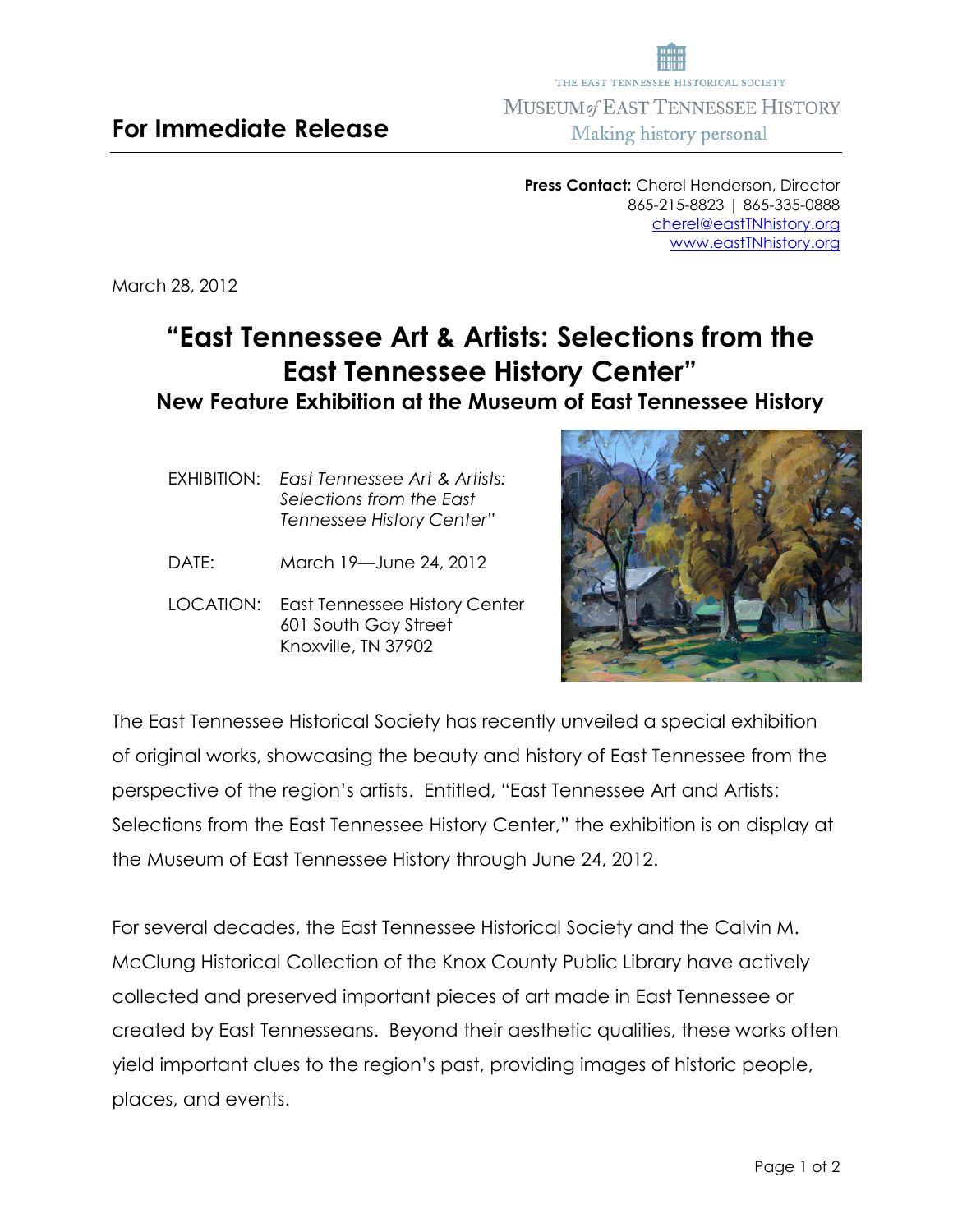**For Immediate Release**

THE EAST TENNESSEE HISTORICAL SOCIETY
MUSEUM *of* EAST TENNESSEE HISTORY
Making history personal

**Press Contact:** Cherel Henderson, Director
865-215-8823 | 865-335-0888
cherel@eastTNhistory.org
www.eastTNhistory.org

March 28, 2012

# "East Tennessee Art & Artists: Selections from the East Tennessee History Center"

## New Feature Exhibition at the Museum of East Tennessee History

EXHIBITION: *East Tennessee Art & Artists: Selections from the East Tennessee History Center"*

DATE: March 19—June 24, 2012

LOCATION: East Tennessee History Center
601 South Gay Street
Knoxville, TN 37902

The East Tennessee Historical Society has recently unveiled a special exhibition of original works, showcasing the beauty and history of East Tennessee from the perspective of the region's artists. Entitled, "East Tennessee Art and Artists: Selections from the East Tennessee History Center," the exhibition is on display at the Museum of East Tennessee History through June 24, 2012.

For several decades, the East Tennessee Historical Society and the Calvin M. McClung Historical Collection of the Knox County Public Library have actively collected and preserved important pieces of art made in East Tennessee or created by East Tennesseans. Beyond their aesthetic qualities, these works often yield important clues to the region's past, providing images of historic people, places, and events.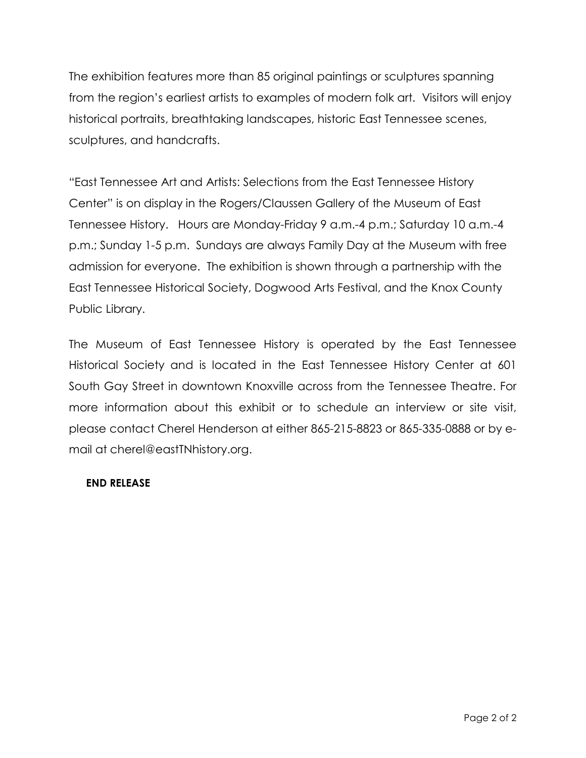The exhibition features more than 85 original paintings or sculptures spanning from the region's earliest artists to examples of modern folk art. Visitors will enjoy historical portraits, breathtaking landscapes, historic East Tennessee scenes, sculptures, and handcrafts.

"East Tennessee Art and Artists: Selections from the East Tennessee History Center" is on display in the Rogers/Claussen Gallery of the Museum of East Tennessee History. Hours are Monday-Friday 9 a.m.-4 p.m.; Saturday 10 a.m.-4 p.m.; Sunday 1-5 p.m. Sundays are always Family Day at the Museum with free admission for everyone. The exhibition is shown through a partnership with the East Tennessee Historical Society, Dogwood Arts Festival, and the Knox County Public Library.

The Museum of East Tennessee History is operated by the East Tennessee Historical Society and is located in the East Tennessee History Center at 601 South Gay Street in downtown Knoxville across from the Tennessee Theatre. For more information about this exhibit or to schedule an interview or site visit, please contact Cherel Henderson at either 865-215-8823 or 865-335-0888 or by e-mail at cherel@eastTNhistory.org.

**END RELEASE**